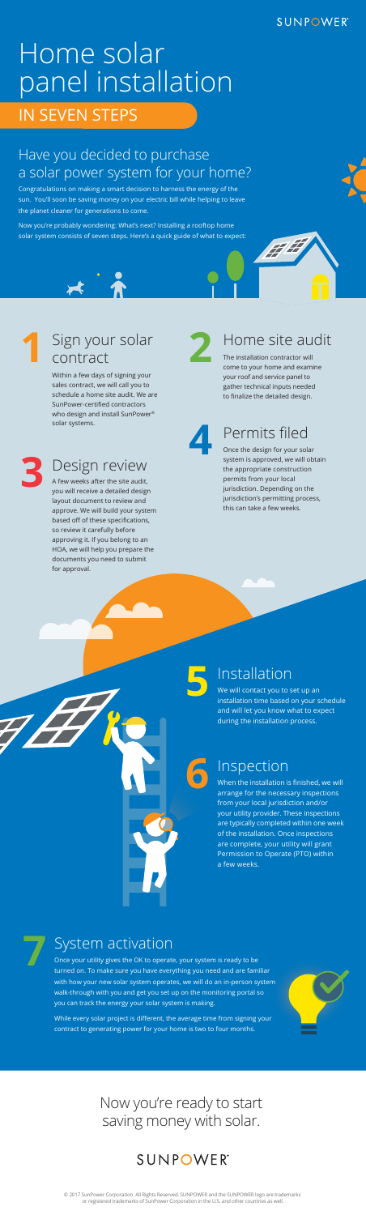# Home solar panel installation

## IN SEVEN STEPS

### Have you decided to purchase a solar power system for your home?

Congratulations on making a smart decision to harness the energy of the sun. You'll soon be saving money on your electric bill while helping to leave the planet cleaner for generations to come.

Now you're probably wondering: What's next? Installing a rooftop home solar system consists of seven steps. Here's a quick guide of what to expect:

## 1 Sign your solar contract

Within a few days of signing your sales contract, we will call you to schedule a home site audit. We are SunPower-certified contractors who design and install SunPower® solar systems.

## 2 Home site audit

The installation contractor will come to your home and examine your roof and service panel to gather technical inputs needed to finalize the detailed design.

## 3 Design review

A few weeks after the site audit, you will receive a detailed design layout document to review and approve. We will build your system based off of these specifications, so review it carefully before approving it. If you belong to an HOA, we will help you prepare the documents you need to submit for approval.

## 4 Permits filed

Once the design for your solar system is approved, we will obtain the appropriate construction permits from your local jurisdiction. Depending on the jurisdiction's permitting process, this can take a few weeks.

## 5 Installation

We will contact you to set up an installation time based on your schedule and will let you know what to expect during the installation process.

## 6 Inspection

When the installation is finished, we will arrange for the necessary inspections from your local jurisdiction and/or your utility provider. These inspections are typically completed within one week of the installation. Once inspections are complete, your utility will grant Permission to Operate (PTO) within a few weeks.

## 7 System activation

Once your utility gives the OK to operate, your system is ready to be turned on. To make sure you have everything you need and are familiar with how your new solar system operates, we will do an in-person system walk-through with you and get you set up on the monitoring portal so you can track the energy your solar system is making.

While every solar project is different, the average time from signing your contract to generating power for your home is two to four months.

Now you're ready to start saving money with solar.

SUNPOWER®

© 2017 SunPower Corporation. All Rights Reserved. SUNPOWER and the SUNPOWER logo are trademarks or registered trademarks of SunPower Corporation in the U.S. and other countries as well.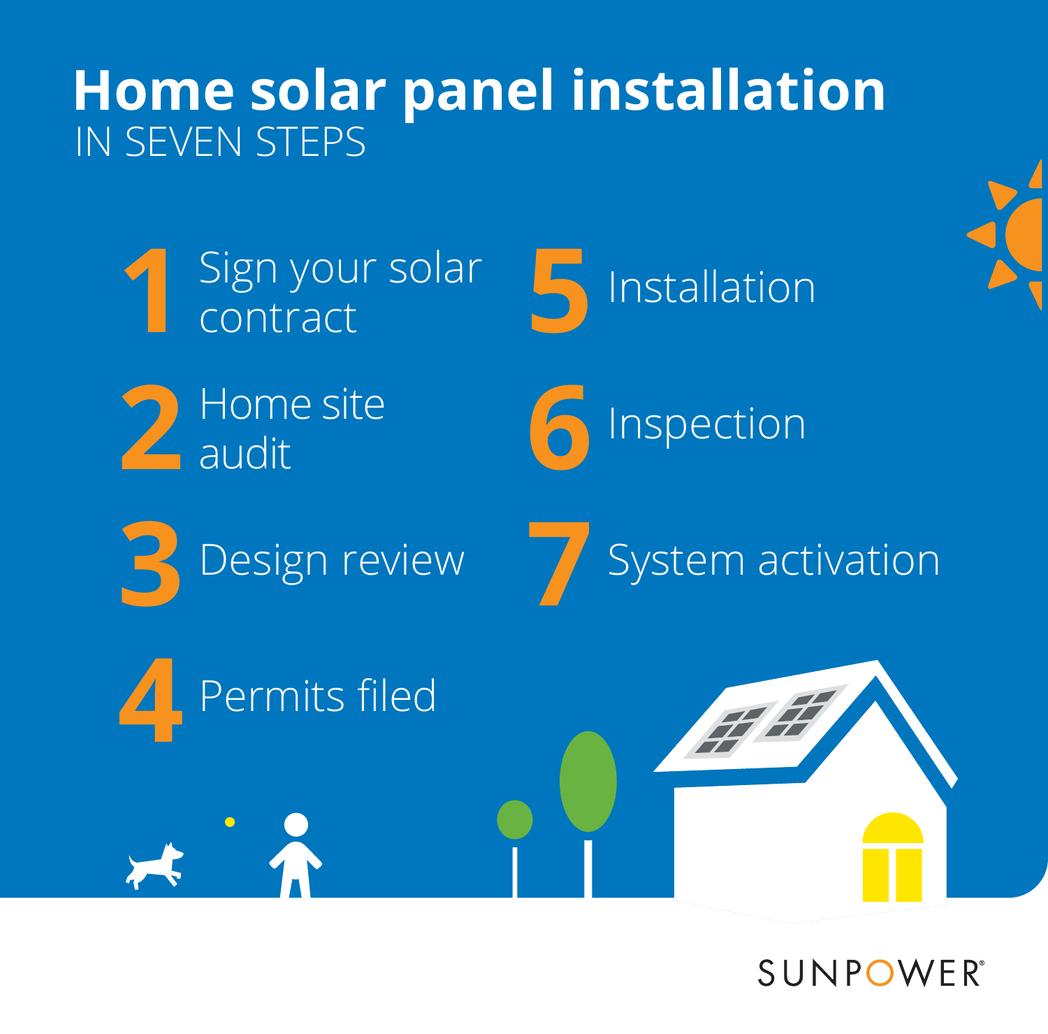# Home solar panel installation

IN SEVEN STEPS

1. Sign your solar contract
2. Home site audit
3. Design review
4. Permits filed
5. Installation
6. Inspection
7. System activation

SUNPOWER®